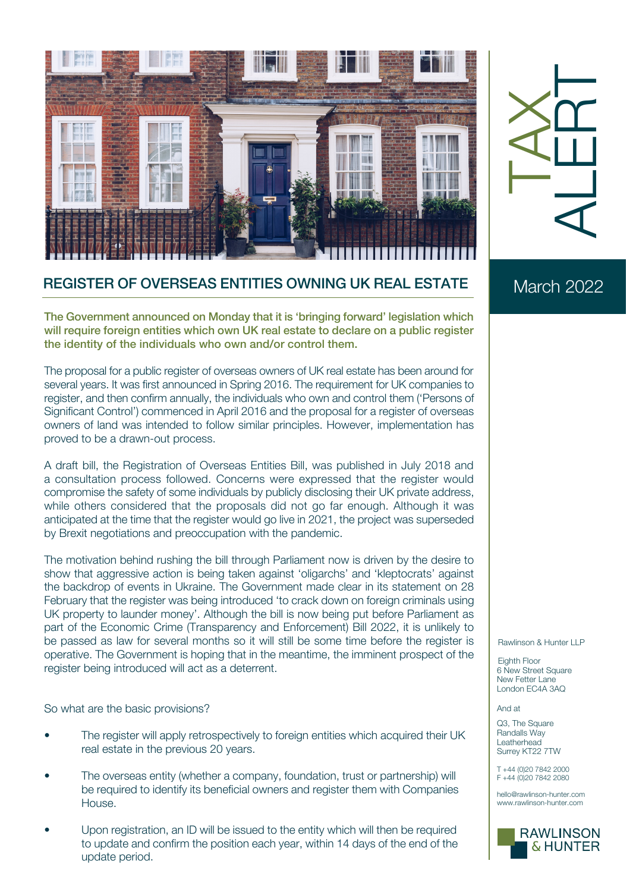# TAX ALERT

March 2022

## REGISTER OF OVERSEAS ENTITIES OWNING UK REAL ESTATE

**The Government announced on Monday that it is 'bringing forward' legislation which will require foreign entities which own UK real estate to declare on a public register the identity of the individuals who own and/or control them.**

The proposal for a public register of overseas owners of UK real estate has been around for several years. It was first announced in Spring 2016. The requirement for UK companies to register, and then confirm annually, the individuals who own and control them ('Persons of Significant Control') commenced in April 2016 and the proposal for a register of overseas owners of land was intended to follow similar principles. However, implementation has proved to be a drawn-out process.

A draft bill, the Registration of Overseas Entities Bill, was published in July 2018 and a consultation process followed. Concerns were expressed that the register would compromise the safety of some individuals by publicly disclosing their UK private address, while others considered that the proposals did not go far enough. Although it was anticipated at the time that the register would go live in 2021, the project was superseded by Brexit negotiations and preoccupation with the pandemic.

The motivation behind rushing the bill through Parliament now is driven by the desire to show that aggressive action is being taken against 'oligarchs' and 'kleptocrats' against the backdrop of events in Ukraine. The Government made clear in its statement on 28 February that the register was being introduced 'to crack down on foreign criminals using UK property to launder money'. Although the bill is now being put before Parliament as part of the Economic Crime (Transparency and Enforcement) Bill 2022, it is unlikely to be passed as law for several months so it will still be some time before the register is operative. The Government is hoping that in the meantime, the imminent prospect of the register being introduced will act as a deterrent.

So what are the basic provisions?

- The register will apply retrospectively to foreign entities which acquired their UK real estate in the previous 20 years.
- The overseas entity (whether a company, foundation, trust or partnership) will be required to identify its beneficial owners and register them with Companies House.
- Upon registration, an ID will be issued to the entity which will then be required to update and confirm the position each year, within 14 days of the end of the update period.

Rawlinson & Hunter LLP

Eighth Floor
6 New Street Square
New Fetter Lane
London EC4A 3AQ

And at

Q3, The Square
Randalls Way
Leatherhead
Surrey KT22 7TW

T +44 (0)20 7842 2000
F +44 (0)20 7842 2080

hello@rawlinson-hunter.com
www.rawlinson-hunter.com

RAWLINSON & HUNTER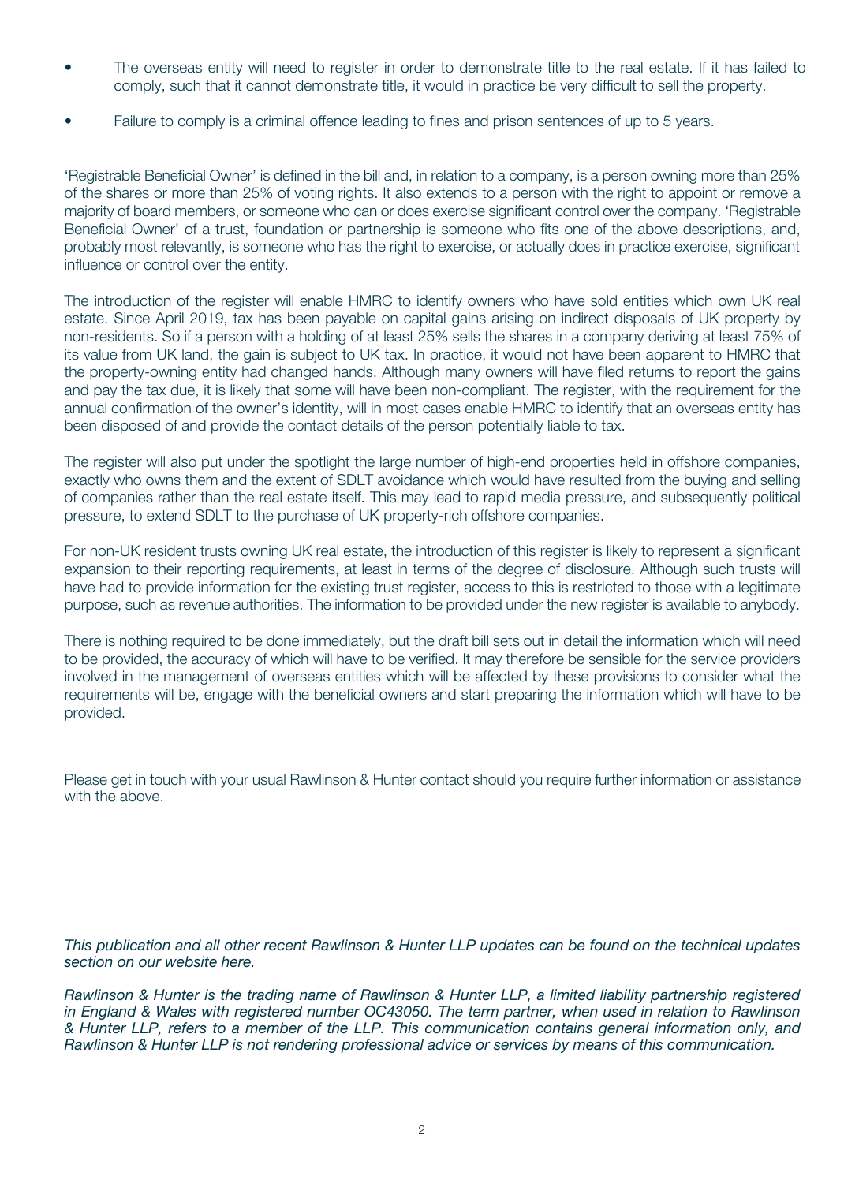- The overseas entity will need to register in order to demonstrate title to the real estate. If it has failed to comply, such that it cannot demonstrate title, it would in practice be very difficult to sell the property.
- Failure to comply is a criminal offence leading to fines and prison sentences of up to 5 years.

'Registrable Beneficial Owner' is defined in the bill and, in relation to a company, is a person owning more than 25% of the shares or more than 25% of voting rights. It also extends to a person with the right to appoint or remove a majority of board members, or someone who can or does exercise significant control over the company. 'Registrable Beneficial Owner' of a trust, foundation or partnership is someone who fits one of the above descriptions, and, probably most relevantly, is someone who has the right to exercise, or actually does in practice exercise, significant influence or control over the entity.

The introduction of the register will enable HMRC to identify owners who have sold entities which own UK real estate. Since April 2019, tax has been payable on capital gains arising on indirect disposals of UK property by non-residents. So if a person with a holding of at least 25% sells the shares in a company deriving at least 75% of its value from UK land, the gain is subject to UK tax. In practice, it would not have been apparent to HMRC that the property-owning entity had changed hands. Although many owners will have filed returns to report the gains and pay the tax due, it is likely that some will have been non-compliant. The register, with the requirement for the annual confirmation of the owner's identity, will in most cases enable HMRC to identify that an overseas entity has been disposed of and provide the contact details of the person potentially liable to tax.

The register will also put under the spotlight the large number of high-end properties held in offshore companies, exactly who owns them and the extent of SDLT avoidance which would have resulted from the buying and selling of companies rather than the real estate itself. This may lead to rapid media pressure, and subsequently political pressure, to extend SDLT to the purchase of UK property-rich offshore companies.

For non-UK resident trusts owning UK real estate, the introduction of this register is likely to represent a significant expansion to their reporting requirements, at least in terms of the degree of disclosure. Although such trusts will have had to provide information for the existing trust register, access to this is restricted to those with a legitimate purpose, such as revenue authorities. The information to be provided under the new register is available to anybody.

There is nothing required to be done immediately, but the draft bill sets out in detail the information which will need to be provided, the accuracy of which will have to be verified. It may therefore be sensible for the service providers involved in the management of overseas entities which will be affected by these provisions to consider what the requirements will be, engage with the beneficial owners and start preparing the information which will have to be provided.

Please get in touch with your usual Rawlinson & Hunter contact should you require further information or assistance with the above.

*This publication and all other recent Rawlinson & Hunter LLP updates can be found on the technical updates section on our website here.*

*Rawlinson & Hunter is the trading name of Rawlinson & Hunter LLP, a limited liability partnership registered in England & Wales with registered number OC43050. The term partner, when used in relation to Rawlinson & Hunter LLP, refers to a member of the LLP. This communication contains general information only, and Rawlinson & Hunter LLP is not rendering professional advice or services by means of this communication.*